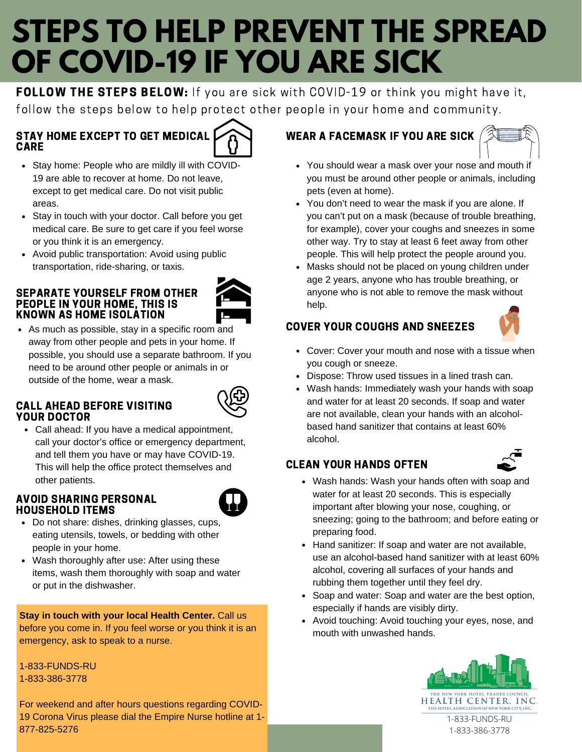# STEPS TO HELP PREVENT THE SPREAD OF COVID-19 IF YOU ARE SICK

**FOLLOW THE STEPS BELOW:** If you are sick with COVID-19 or think you might have it, follow the steps below to help protect other people in your home and community.

## STAY HOME EXCEPT TO GET MEDICAL CARE

- Stay home: People who are mildly ill with COVID-19 are able to recover at home. Do not leave, except to get medical care. Do not visit public areas.
- Stay in touch with your doctor. Call before you get medical care. Be sure to get care if you feel worse or you think it is an emergency.
- Avoid public transportation: Avoid using public transportation, ride-sharing, or taxis.

## SEPARATE YOURSELF FROM OTHER PEOPLE IN YOUR HOME, THIS IS KNOWN AS HOME ISOLATION

- As much as possible, stay in a specific room and away from other people and pets in your home. If possible, you should use a separate bathroom. If you need to be around other people or animals in or outside of the home, wear a mask.

## CALL AHEAD BEFORE VISITING YOUR DOCTOR

- Call ahead: If you have a medical appointment, call your doctor's office or emergency department, and tell them you have or may have COVID-19. This will help the office protect themselves and other patients.

## AVOID SHARING PERSONAL HOUSEHOLD ITEMS

- Do not share: dishes, drinking glasses, cups, eating utensils, towels, or bedding with other people in your home.
- Wash thoroughly after use: After using these items, wash them thoroughly with soap and water or put in the dishwasher.

**Stay in touch with your local Health Center.** Call us before you come in. If you feel worse or you think it is an emergency, ask to speak to a nurse.

1-833-FUNDS-RU
1-833-386-3778

For weekend and after hours questions regarding COVID-19 Corona Virus please dial the Empire Nurse hotline at 1-877-825-5276

## WEAR A FACEMASK IF YOU ARE SICK

- You should wear a mask over your nose and mouth if you must be around other people or animals, including pets (even at home).
- You don't need to wear the mask if you are alone. If you can't put on a mask (because of trouble breathing, for example), cover your coughs and sneezes in some other way. Try to stay at least 6 feet away from other people. This will help protect the people around you.
- Masks should not be placed on young children under age 2 years, anyone who has trouble breathing, or anyone who is not able to remove the mask without help.

## COVER YOUR COUGHS AND SNEEZES

- Cover: Cover your mouth and nose with a tissue when you cough or sneeze.
- Dispose: Throw used tissues in a lined trash can.
- Wash hands: Immediately wash your hands with soap and water for at least 20 seconds. If soap and water are not available, clean your hands with an alcohol-based hand sanitizer that contains at least 60% alcohol.

## CLEAN YOUR HANDS OFTEN

- Wash hands: Wash your hands often with soap and water for at least 20 seconds. This is especially important after blowing your nose, coughing, or sneezing; going to the bathroom; and before eating or preparing food.
- Hand sanitizer: If soap and water are not available, use an alcohol-based hand sanitizer with at least 60% alcohol, covering all surfaces of your hands and rubbing them together until they feel dry.
- Soap and water: Soap and water are the best option, especially if hands are visibly dirty.
- Avoid touching: Avoid touching your eyes, nose, and mouth with unwashed hands.

THE NEW YORK HOTEL TRADES COUNCIL
HEALTH CENTER, INC.
THE HOTEL ASSOCIATION OF NEW YORK CITY, INC.

1-833-FUNDS-RU
1-833-386-3778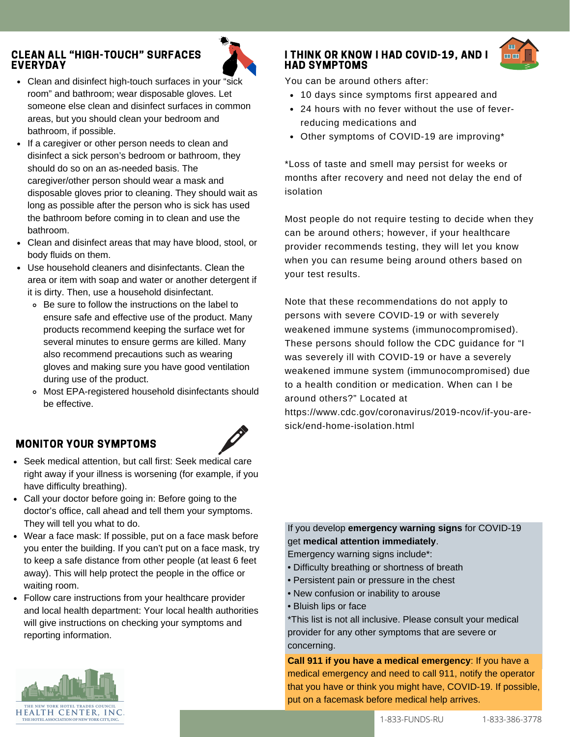## CLEAN ALL "HIGH-TOUCH" SURFACES EVERYDAY

- Clean and disinfect high-touch surfaces in your "sick room" and bathroom; wear disposable gloves. Let someone else clean and disinfect surfaces in common areas, but you should clean your bedroom and bathroom, if possible.
- If a caregiver or other person needs to clean and disinfect a sick person's bedroom or bathroom, they should do so on an as-needed basis. The caregiver/other person should wear a mask and disposable gloves prior to cleaning. They should wait as long as possible after the person who is sick has used the bathroom before coming in to clean and use the bathroom.
- Clean and disinfect areas that may have blood, stool, or body fluids on them.
- Use household cleaners and disinfectants. Clean the area or item with soap and water or another detergent if it is dirty. Then, use a household disinfectant.
  - Be sure to follow the instructions on the label to ensure safe and effective use of the product. Many products recommend keeping the surface wet for several minutes to ensure germs are killed. Many also recommend precautions such as wearing gloves and making sure you have good ventilation during use of the product.
  - Most EPA-registered household disinfectants should be effective.

## MONITOR YOUR SYMPTOMS

- Seek medical attention, but call first: Seek medical care right away if your illness is worsening (for example, if you have difficulty breathing).
- Call your doctor before going in: Before going to the doctor's office, call ahead and tell them your symptoms. They will tell you what to do.
- Wear a face mask: If possible, put on a face mask before you enter the building. If you can't put on a face mask, try to keep a safe distance from other people (at least 6 feet away). This will help protect the people in the office or waiting room.
- Follow care instructions from your healthcare provider and local health department: Your local health authorities will give instructions on checking your symptoms and reporting information.

## I THINK OR KNOW I HAD COVID-19, AND I HAD SYMPTOMS

You can be around others after:

- 10 days since symptoms first appeared and
- 24 hours with no fever without the use of fever-reducing medications and
- Other symptoms of COVID-19 are improving*

*Loss of taste and smell may persist for weeks or months after recovery and need not delay the end of isolation

Most people do not require testing to decide when they can be around others; however, if your healthcare provider recommends testing, they will let you know when you can resume being around others based on your test results.

Note that these recommendations do not apply to persons with severe COVID-19 or with severely weakened immune systems (immunocompromised). These persons should follow the CDC guidance for "I was severely ill with COVID-19 or have a severely weakened immune system (immunocompromised) due to a health condition or medication. When can I be around others?" Located at https://www.cdc.gov/coronavirus/2019-ncov/if-you-are-sick/end-home-isolation.html

If you develop **emergency warning signs** for COVID-19 get **medical attention immediately**.
Emergency warning signs include*:

- Difficulty breathing or shortness of breath
- Persistent pain or pressure in the chest
- New confusion or inability to arouse
- Bluish lips or face

*This list is not all inclusive. Please consult your medical provider for any other symptoms that are severe or concerning.

**Call 911 if you have a medical emergency**: If you have a medical emergency and need to call 911, notify the operator that you have or think you might have, COVID-19. If possible, put on a facemask before medical help arrives.

THE NEW YORK HOTEL TRADES COUNCIL HEALTH CENTER, INC. THE HOTEL ASSOCIATION OF NEW YORK CITY, INC.

1-833-FUNDS-RU 1-833-386-3778